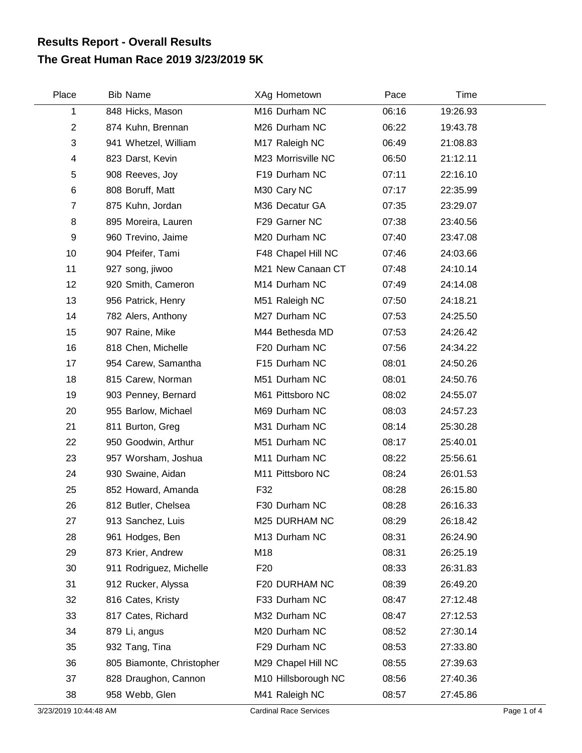# Results Report - Overall Results
# The Great Human Race 2019 3/23/2019 5K

| Place | Bib | Name | XAg | Hometown | Pace | Time |
|---|---|---|---|---|---|---|
| 1 | 848 | Hicks, Mason | M16 | Durham NC | 06:16 | 19:26.93 |
| 2 | 874 | Kuhn, Brennan | M26 | Durham NC | 06:22 | 19:43.78 |
| 3 | 941 | Whetzel, William | M17 | Raleigh NC | 06:49 | 21:08.83 |
| 4 | 823 | Darst, Kevin | M23 | Morrisville NC | 06:50 | 21:12.11 |
| 5 | 908 | Reeves, Joy | F19 | Durham NC | 07:11 | 22:16.10 |
| 6 | 808 | Boruff, Matt | M30 | Cary NC | 07:17 | 22:35.99 |
| 7 | 875 | Kuhn, Jordan | M36 | Decatur GA | 07:35 | 23:29.07 |
| 8 | 895 | Moreira, Lauren | F29 | Garner NC | 07:38 | 23:40.56 |
| 9 | 960 | Trevino, Jaime | M20 | Durham NC | 07:40 | 23:47.08 |
| 10 | 904 | Pfeifer, Tami | F48 | Chapel Hill NC | 07:46 | 24:03.66 |
| 11 | 927 | song, jiwoo | M21 | New Canaan CT | 07:48 | 24:10.14 |
| 12 | 920 | Smith, Cameron | M14 | Durham NC | 07:49 | 24:14.08 |
| 13 | 956 | Patrick, Henry | M51 | Raleigh NC | 07:50 | 24:18.21 |
| 14 | 782 | Alers, Anthony | M27 | Durham NC | 07:53 | 24:25.50 |
| 15 | 907 | Raine, Mike | M44 | Bethesda MD | 07:53 | 24:26.42 |
| 16 | 818 | Chen, Michelle | F20 | Durham NC | 07:56 | 24:34.22 |
| 17 | 954 | Carew, Samantha | F15 | Durham NC | 08:01 | 24:50.26 |
| 18 | 815 | Carew, Norman | M51 | Durham NC | 08:01 | 24:50.76 |
| 19 | 903 | Penney, Bernard | M61 | Pittsboro NC | 08:02 | 24:55.07 |
| 20 | 955 | Barlow, Michael | M69 | Durham NC | 08:03 | 24:57.23 |
| 21 | 811 | Burton, Greg | M31 | Durham NC | 08:14 | 25:30.28 |
| 22 | 950 | Goodwin, Arthur | M51 | Durham NC | 08:17 | 25:40.01 |
| 23 | 957 | Worsham, Joshua | M11 | Durham NC | 08:22 | 25:56.61 |
| 24 | 930 | Swaine, Aidan | M11 | Pittsboro NC | 08:24 | 26:01.53 |
| 25 | 852 | Howard, Amanda | F32 | | 08:28 | 26:15.80 |
| 26 | 812 | Butler, Chelsea | F30 | Durham NC | 08:28 | 26:16.33 |
| 27 | 913 | Sanchez, Luis | M25 | DURHAM NC | 08:29 | 26:18.42 |
| 28 | 961 | Hodges, Ben | M13 | Durham NC | 08:31 | 26:24.90 |
| 29 | 873 | Krier, Andrew | M18 | | 08:31 | 26:25.19 |
| 30 | 911 | Rodriguez, Michelle | F20 | | 08:33 | 26:31.83 |
| 31 | 912 | Rucker, Alyssa | F20 | DURHAM NC | 08:39 | 26:49.20 |
| 32 | 816 | Cates, Kristy | F33 | Durham NC | 08:47 | 27:12.48 |
| 33 | 817 | Cates, Richard | M32 | Durham NC | 08:47 | 27:12.53 |
| 34 | 879 | Li, angus | M20 | Durham NC | 08:52 | 27:30.14 |
| 35 | 932 | Tang, Tina | F29 | Durham NC | 08:53 | 27:33.80 |
| 36 | 805 | Biamonte, Christopher | M29 | Chapel Hill NC | 08:55 | 27:39.63 |
| 37 | 828 | Draughon, Cannon | M10 | Hillsborough NC | 08:56 | 27:40.36 |
| 38 | 958 | Webb, Glen | M41 | Raleigh NC | 08:57 | 27:45.86 |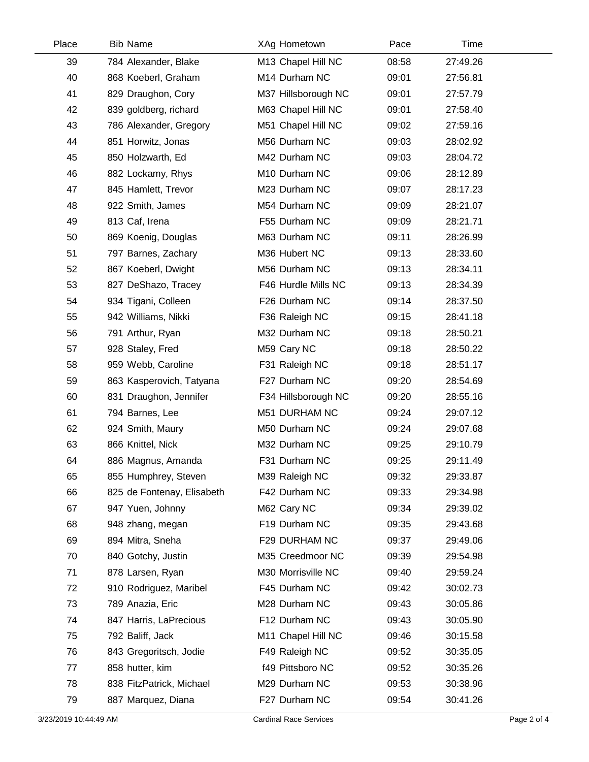| Place | Bib | Name | XAg | Hometown | Pace | Time |
|---|---|---|---|---|---|---|
| 39 | 784 | Alexander, Blake | M13 | Chapel Hill NC | 08:58 | 27:49.26 |
| 40 | 868 | Koeberl, Graham | M14 | Durham NC | 09:01 | 27:56.81 |
| 41 | 829 | Draughon, Cory | M37 | Hillsborough NC | 09:01 | 27:57.79 |
| 42 | 839 | goldberg, richard | M63 | Chapel Hill NC | 09:01 | 27:58.40 |
| 43 | 786 | Alexander, Gregory | M51 | Chapel Hill NC | 09:02 | 27:59.16 |
| 44 | 851 | Horwitz, Jonas | M56 | Durham NC | 09:03 | 28:02.92 |
| 45 | 850 | Holzwarth, Ed | M42 | Durham NC | 09:03 | 28:04.72 |
| 46 | 882 | Lockamy, Rhys | M10 | Durham NC | 09:06 | 28:12.89 |
| 47 | 845 | Hamlett, Trevor | M23 | Durham NC | 09:07 | 28:17.23 |
| 48 | 922 | Smith, James | M54 | Durham NC | 09:09 | 28:21.07 |
| 49 | 813 | Caf, Irena | F55 | Durham NC | 09:09 | 28:21.71 |
| 50 | 869 | Koenig, Douglas | M63 | Durham NC | 09:11 | 28:26.99 |
| 51 | 797 | Barnes, Zachary | M36 | Hubert NC | 09:13 | 28:33.60 |
| 52 | 867 | Koeberl, Dwight | M56 | Durham NC | 09:13 | 28:34.11 |
| 53 | 827 | DeShazo, Tracey | F46 | Hurdle Mills NC | 09:13 | 28:34.39 |
| 54 | 934 | Tigani, Colleen | F26 | Durham NC | 09:14 | 28:37.50 |
| 55 | 942 | Williams, Nikki | F36 | Raleigh NC | 09:15 | 28:41.18 |
| 56 | 791 | Arthur, Ryan | M32 | Durham NC | 09:18 | 28:50.21 |
| 57 | 928 | Staley, Fred | M59 | Cary NC | 09:18 | 28:50.22 |
| 58 | 959 | Webb, Caroline | F31 | Raleigh NC | 09:18 | 28:51.17 |
| 59 | 863 | Kasperovich, Tatyana | F27 | Durham NC | 09:20 | 28:54.69 |
| 60 | 831 | Draughon, Jennifer | F34 | Hillsborough NC | 09:20 | 28:55.16 |
| 61 | 794 | Barnes, Lee | M51 | DURHAM NC | 09:24 | 29:07.12 |
| 62 | 924 | Smith, Maury | M50 | Durham NC | 09:24 | 29:07.68 |
| 63 | 866 | Knittel, Nick | M32 | Durham NC | 09:25 | 29:10.79 |
| 64 | 886 | Magnus, Amanda | F31 | Durham NC | 09:25 | 29:11.49 |
| 65 | 855 | Humphrey, Steven | M39 | Raleigh NC | 09:32 | 29:33.87 |
| 66 | 825 | de Fontenay, Elisabeth | F42 | Durham NC | 09:33 | 29:34.98 |
| 67 | 947 | Yuen, Johnny | M62 | Cary NC | 09:34 | 29:39.02 |
| 68 | 948 | zhang, megan | F19 | Durham NC | 09:35 | 29:43.68 |
| 69 | 894 | Mitra, Sneha | F29 | DURHAM NC | 09:37 | 29:49.06 |
| 70 | 840 | Gotchy, Justin | M35 | Creedmoor NC | 09:39 | 29:54.98 |
| 71 | 878 | Larsen, Ryan | M30 | Morrisville NC | 09:40 | 29:59.24 |
| 72 | 910 | Rodriguez, Maribel | F45 | Durham NC | 09:42 | 30:02.73 |
| 73 | 789 | Anazia, Eric | M28 | Durham NC | 09:43 | 30:05.86 |
| 74 | 847 | Harris, LaPrecious | F12 | Durham NC | 09:43 | 30:05.90 |
| 75 | 792 | Baliff, Jack | M11 | Chapel Hill NC | 09:46 | 30:15.58 |
| 76 | 843 | Gregoritsch, Jodie | F49 | Raleigh NC | 09:52 | 30:35.05 |
| 77 | 858 | hutter, kim | f49 | Pittsboro NC | 09:52 | 30:35.26 |
| 78 | 838 | FitzPatrick, Michael | M29 | Durham NC | 09:53 | 30:38.96 |
| 79 | 887 | Marquez, Diana | F27 | Durham NC | 09:54 | 30:41.26 |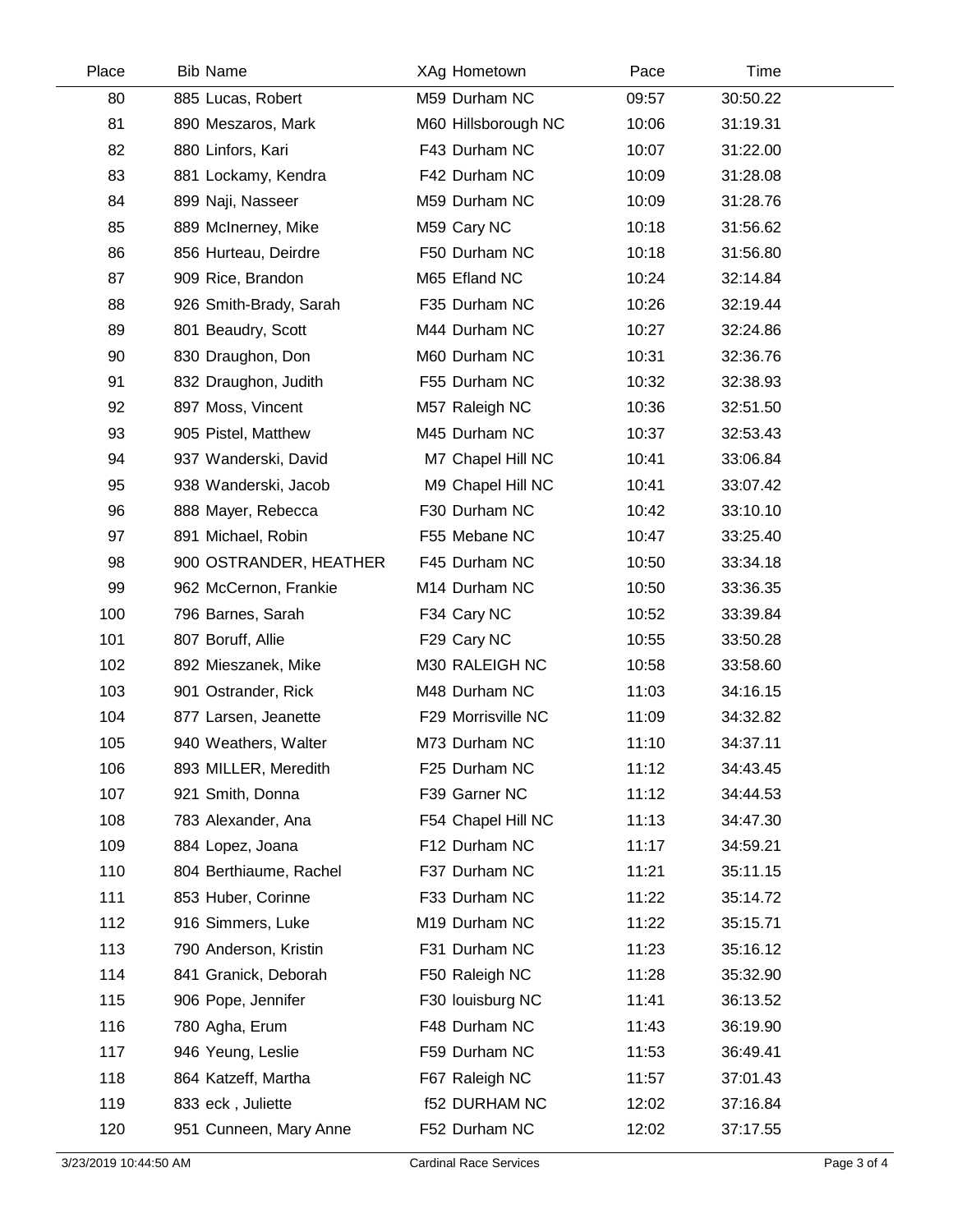| Place | Bib | Name | XAg | Hometown | Pace | Time |
|---|---|---|---|---|---|---|
| 80 | 885 | Lucas, Robert | M59 | Durham NC | 09:57 | 30:50.22 |
| 81 | 890 | Meszaros, Mark | M60 | Hillsborough NC | 10:06 | 31:19.31 |
| 82 | 880 | Linfors, Kari | F43 | Durham NC | 10:07 | 31:22.00 |
| 83 | 881 | Lockamy, Kendra | F42 | Durham NC | 10:09 | 31:28.08 |
| 84 | 899 | Naji, Nasseer | M59 | Durham NC | 10:09 | 31:28.76 |
| 85 | 889 | McInerney, Mike | M59 | Cary NC | 10:18 | 31:56.62 |
| 86 | 856 | Hurteau, Deirdre | F50 | Durham NC | 10:18 | 31:56.80 |
| 87 | 909 | Rice, Brandon | M65 | Efland NC | 10:24 | 32:14.84 |
| 88 | 926 | Smith-Brady, Sarah | F35 | Durham NC | 10:26 | 32:19.44 |
| 89 | 801 | Beaudry, Scott | M44 | Durham NC | 10:27 | 32:24.86 |
| 90 | 830 | Draughon, Don | M60 | Durham NC | 10:31 | 32:36.76 |
| 91 | 832 | Draughon, Judith | F55 | Durham NC | 10:32 | 32:38.93 |
| 92 | 897 | Moss, Vincent | M57 | Raleigh NC | 10:36 | 32:51.50 |
| 93 | 905 | Pistel, Matthew | M45 | Durham NC | 10:37 | 32:53.43 |
| 94 | 937 | Wanderski, David | M7 | Chapel Hill NC | 10:41 | 33:06.84 |
| 95 | 938 | Wanderski, Jacob | M9 | Chapel Hill NC | 10:41 | 33:07.42 |
| 96 | 888 | Mayer, Rebecca | F30 | Durham NC | 10:42 | 33:10.10 |
| 97 | 891 | Michael, Robin | F55 | Mebane NC | 10:47 | 33:25.40 |
| 98 | 900 | OSTRANDER, HEATHER | F45 | Durham NC | 10:50 | 33:34.18 |
| 99 | 962 | McCernon, Frankie | M14 | Durham NC | 10:50 | 33:36.35 |
| 100 | 796 | Barnes, Sarah | F34 | Cary NC | 10:52 | 33:39.84 |
| 101 | 807 | Boruff, Allie | F29 | Cary NC | 10:55 | 33:50.28 |
| 102 | 892 | Mieszanek, Mike | M30 | RALEIGH NC | 10:58 | 33:58.60 |
| 103 | 901 | Ostrander, Rick | M48 | Durham NC | 11:03 | 34:16.15 |
| 104 | 877 | Larsen, Jeanette | F29 | Morrisville NC | 11:09 | 34:32.82 |
| 105 | 940 | Weathers, Walter | M73 | Durham NC | 11:10 | 34:37.11 |
| 106 | 893 | MILLER, Meredith | F25 | Durham NC | 11:12 | 34:43.45 |
| 107 | 921 | Smith, Donna | F39 | Garner NC | 11:12 | 34:44.53 |
| 108 | 783 | Alexander, Ana | F54 | Chapel Hill NC | 11:13 | 34:47.30 |
| 109 | 884 | Lopez, Joana | F12 | Durham NC | 11:17 | 34:59.21 |
| 110 | 804 | Berthiaume, Rachel | F37 | Durham NC | 11:21 | 35:11.15 |
| 111 | 853 | Huber, Corinne | F33 | Durham NC | 11:22 | 35:14.72 |
| 112 | 916 | Simmers, Luke | M19 | Durham NC | 11:22 | 35:15.71 |
| 113 | 790 | Anderson, Kristin | F31 | Durham NC | 11:23 | 35:16.12 |
| 114 | 841 | Granick, Deborah | F50 | Raleigh NC | 11:28 | 35:32.90 |
| 115 | 906 | Pope, Jennifer | F30 | louisburg NC | 11:41 | 36:13.52 |
| 116 | 780 | Agha, Erum | F48 | Durham NC | 11:43 | 36:19.90 |
| 117 | 946 | Yeung, Leslie | F59 | Durham NC | 11:53 | 36:49.41 |
| 118 | 864 | Katzeff, Martha | F67 | Raleigh NC | 11:57 | 37:01.43 |
| 119 | 833 | eck , Juliette | f52 | DURHAM NC | 12:02 | 37:16.84 |
| 120 | 951 | Cunneen, Mary Anne | F52 | Durham NC | 12:02 | 37:17.55 |

3/23/2019 10:44:50 AM — Cardinal Race Services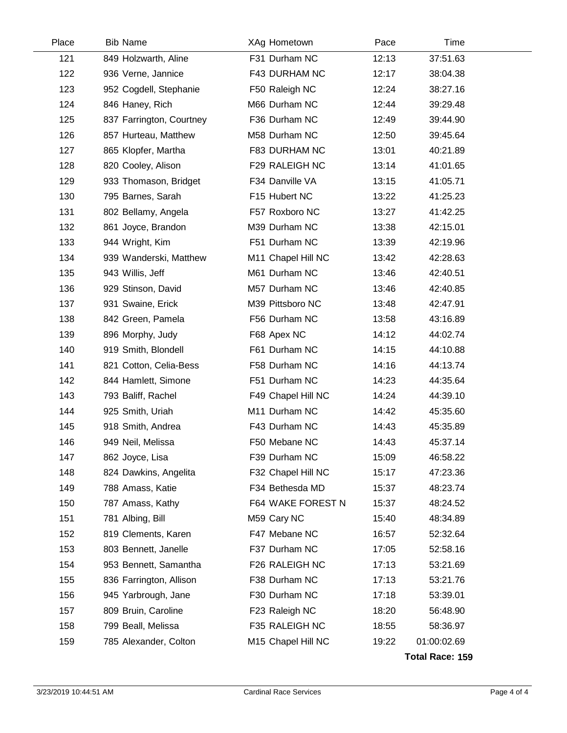| Place | Bib | Name | XAg | Hometown | Pace | Time |
|---|---|---|---|---|---|---|
| 121 | 849 | Holzwarth, Aline | F31 | Durham NC | 12:13 | 37:51.63 |
| 122 | 936 | Verne, Jannice | F43 | DURHAM NC | 12:17 | 38:04.38 |
| 123 | 952 | Cogdell, Stephanie | F50 | Raleigh NC | 12:24 | 38:27.16 |
| 124 | 846 | Haney, Rich | M66 | Durham NC | 12:44 | 39:29.48 |
| 125 | 837 | Farrington, Courtney | F36 | Durham NC | 12:49 | 39:44.90 |
| 126 | 857 | Hurteau, Matthew | M58 | Durham NC | 12:50 | 39:45.64 |
| 127 | 865 | Klopfer, Martha | F83 | DURHAM NC | 13:01 | 40:21.89 |
| 128 | 820 | Cooley, Alison | F29 | RALEIGH NC | 13:14 | 41:01.65 |
| 129 | 933 | Thomason, Bridget | F34 | Danville VA | 13:15 | 41:05.71 |
| 130 | 795 | Barnes, Sarah | F15 | Hubert NC | 13:22 | 41:25.23 |
| 131 | 802 | Bellamy, Angela | F57 | Roxboro NC | 13:27 | 41:42.25 |
| 132 | 861 | Joyce, Brandon | M39 | Durham NC | 13:38 | 42:15.01 |
| 133 | 944 | Wright, Kim | F51 | Durham NC | 13:39 | 42:19.96 |
| 134 | 939 | Wanderski, Matthew | M11 | Chapel Hill NC | 13:42 | 42:28.63 |
| 135 | 943 | Willis, Jeff | M61 | Durham NC | 13:46 | 42:40.51 |
| 136 | 929 | Stinson, David | M57 | Durham NC | 13:46 | 42:40.85 |
| 137 | 931 | Swaine, Erick | M39 | Pittsboro NC | 13:48 | 42:47.91 |
| 138 | 842 | Green, Pamela | F56 | Durham NC | 13:58 | 43:16.89 |
| 139 | 896 | Morphy, Judy | F68 | Apex NC | 14:12 | 44:02.74 |
| 140 | 919 | Smith, Blondell | F61 | Durham NC | 14:15 | 44:10.88 |
| 141 | 821 | Cotton, Celia-Bess | F58 | Durham NC | 14:16 | 44:13.74 |
| 142 | 844 | Hamlett, Simone | F51 | Durham NC | 14:23 | 44:35.64 |
| 143 | 793 | Baliff, Rachel | F49 | Chapel Hill NC | 14:24 | 44:39.10 |
| 144 | 925 | Smith, Uriah | M11 | Durham NC | 14:42 | 45:35.60 |
| 145 | 918 | Smith, Andrea | F43 | Durham NC | 14:43 | 45:35.89 |
| 146 | 949 | Neil, Melissa | F50 | Mebane NC | 14:43 | 45:37.14 |
| 147 | 862 | Joyce, Lisa | F39 | Durham NC | 15:09 | 46:58.22 |
| 148 | 824 | Dawkins, Angelita | F32 | Chapel Hill NC | 15:17 | 47:23.36 |
| 149 | 788 | Amass, Katie | F34 | Bethesda MD | 15:37 | 48:23.74 |
| 150 | 787 | Amass, Kathy | F64 | WAKE FOREST N | 15:37 | 48:24.52 |
| 151 | 781 | Albing, Bill | M59 | Cary NC | 15:40 | 48:34.89 |
| 152 | 819 | Clements, Karen | F47 | Mebane NC | 16:57 | 52:32.64 |
| 153 | 803 | Bennett, Janelle | F37 | Durham NC | 17:05 | 52:58.16 |
| 154 | 953 | Bennett, Samantha | F26 | RALEIGH NC | 17:13 | 53:21.69 |
| 155 | 836 | Farrington, Allison | F38 | Durham NC | 17:13 | 53:21.76 |
| 156 | 945 | Yarbrough, Jane | F30 | Durham NC | 17:18 | 53:39.01 |
| 157 | 809 | Bruin, Caroline | F23 | Raleigh NC | 18:20 | 56:48.90 |
| 158 | 799 | Beall, Melissa | F35 | RALEIGH NC | 18:55 | 58:36.97 |
| 159 | 785 | Alexander, Colton | M15 | Chapel Hill NC | 19:22 | 01:00:02.69 |

**Total Race: 159**

3/23/2019 10:44:51 AM Cardinal Race Services